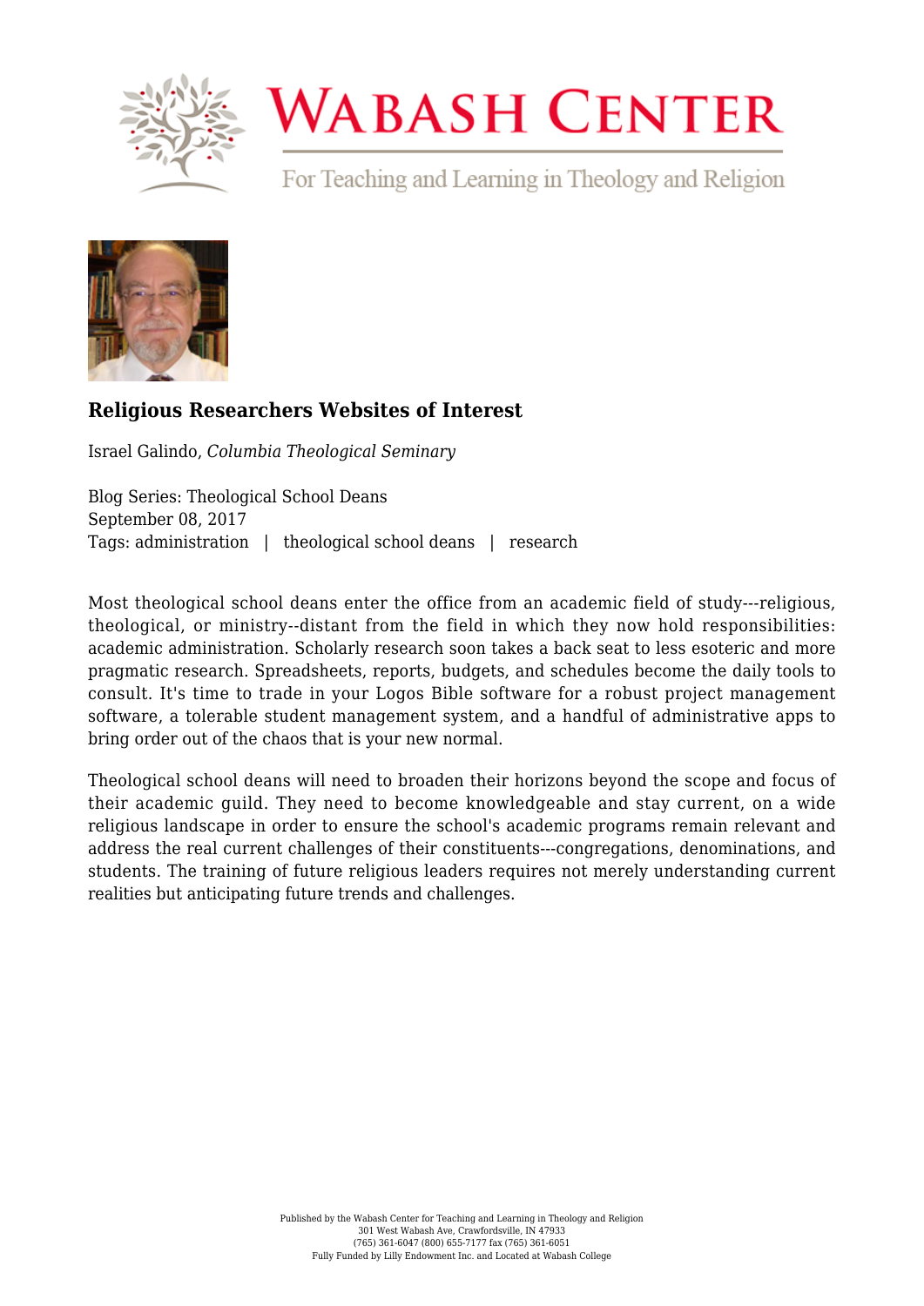# Religious Researchers Websites of Interest

Israel Galindo, *Columbia Theological Seminary*

Blog Series: Theological School Deans
September 08, 2017
Tags: administration | theological school deans | research

Most theological school deans enter the office from an academic field of study---religious, theological, or ministry--distant from the field in which they now hold responsibilities: academic administration. Scholarly research soon takes a back seat to less esoteric and more pragmatic research. Spreadsheets, reports, budgets, and schedules become the daily tools to consult. It's time to trade in your Logos Bible software for a robust project management software, a tolerable student management system, and a handful of administrative apps to bring order out of the chaos that is your new normal.

Theological school deans will need to broaden their horizons beyond the scope and focus of their academic guild. They need to become knowledgeable and stay current, on a wide religious landscape in order to ensure the school's academic programs remain relevant and address the real current challenges of their constituents---congregations, denominations, and students. The training of future religious leaders requires not merely understanding current realities but anticipating future trends and challenges.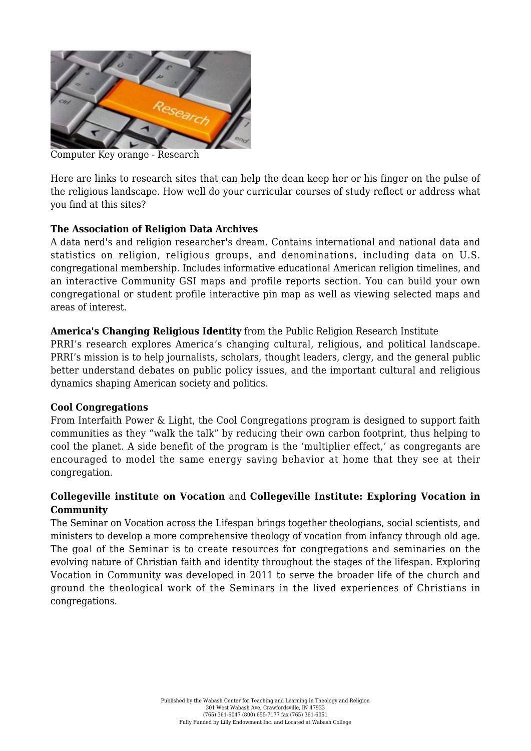Computer Key orange - Research

Here are links to research sites that can help the dean keep her or his finger on the pulse of the religious landscape. How well do your curricular courses of study reflect or address what you find at this sites?

**The Association of Religion Data Archives**
A data nerd's and religion researcher's dream. Contains international and national data and statistics on religion, religious groups, and denominations, including data on U.S. congregational membership. Includes informative educational American religion timelines, and an interactive Community GSI maps and profile reports section. You can build your own congregational or student profile interactive pin map as well as viewing selected maps and areas of interest.

**America's Changing Religious Identity** from the Public Religion Research Institute
PRRI's research explores America's changing cultural, religious, and political landscape. PRRI's mission is to help journalists, scholars, thought leaders, clergy, and the general public better understand debates on public policy issues, and the important cultural and religious dynamics shaping American society and politics.

**Cool Congregations**
From Interfaith Power & Light, the Cool Congregations program is designed to support faith communities as they "walk the talk" by reducing their own carbon footprint, thus helping to cool the planet. A side benefit of the program is the 'multiplier effect,' as congregants are encouraged to model the same energy saving behavior at home that they see at their congregation.

**Collegeville institute on Vocation** and **Collegeville Institute: Exploring Vocation in Community**
The Seminar on Vocation across the Lifespan brings together theologians, social scientists, and ministers to develop a more comprehensive theology of vocation from infancy through old age. The goal of the Seminar is to create resources for congregations and seminaries on the evolving nature of Christian faith and identity throughout the stages of the lifespan. Exploring Vocation in Community was developed in 2011 to serve the broader life of the church and ground the theological work of the Seminars in the lived experiences of Christians in congregations.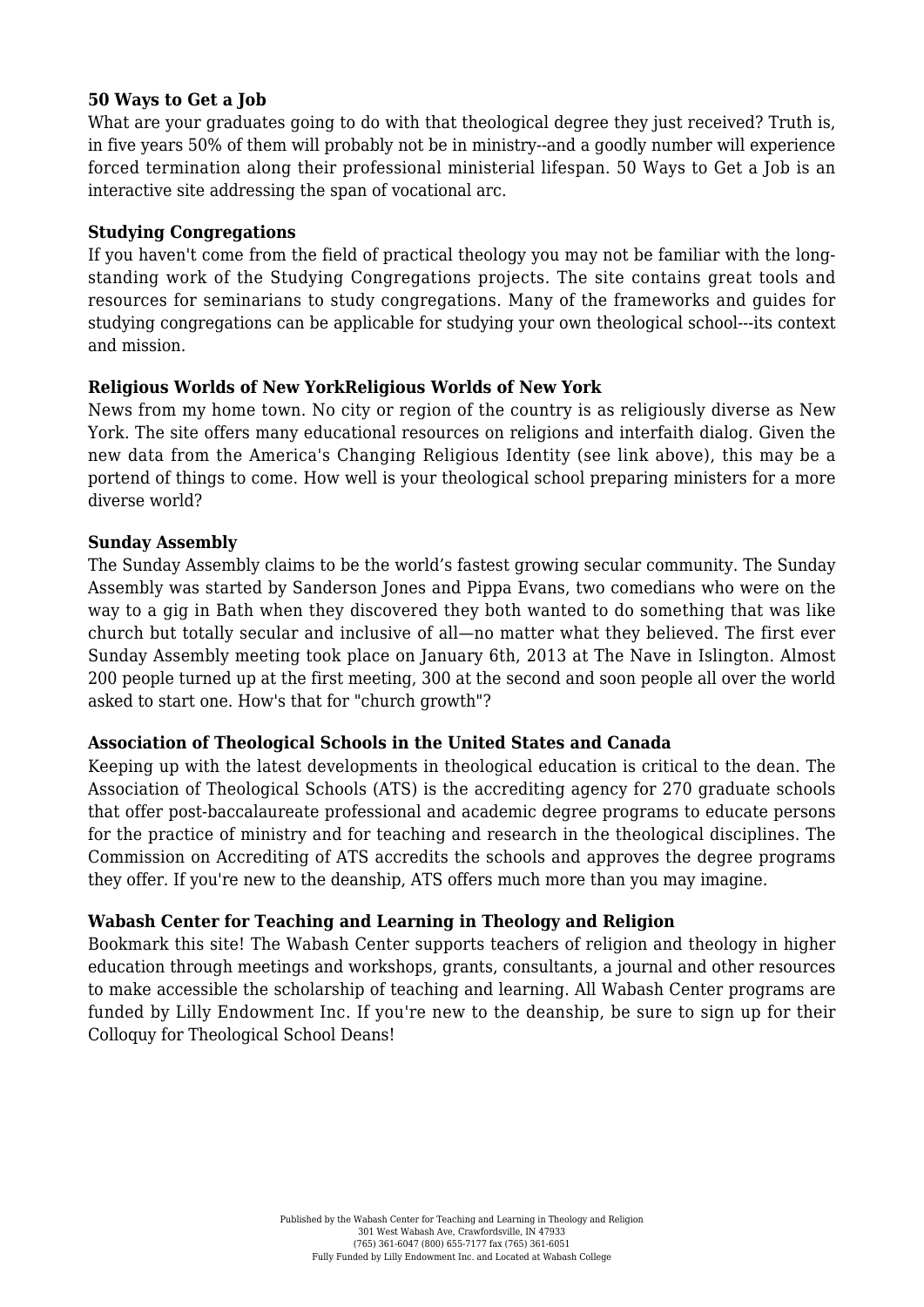**50 Ways to Get a Job**

What are your graduates going to do with that theological degree they just received? Truth is, in five years 50% of them will probably not be in ministry--and a goodly number will experience forced termination along their professional ministerial lifespan. 50 Ways to Get a Job is an interactive site addressing the span of vocational arc.

**Studying Congregations**

If you haven't come from the field of practical theology you may not be familiar with the long-standing work of the Studying Congregations projects. The site contains great tools and resources for seminarians to study congregations. Many of the frameworks and guides for studying congregations can be applicable for studying your own theological school---its context and mission.

**Religious Worlds of New YorkReligious Worlds of New York**

News from my home town. No city or region of the country is as religiously diverse as New York. The site offers many educational resources on religions and interfaith dialog. Given the new data from the America's Changing Religious Identity (see link above), this may be a portend of things to come. How well is your theological school preparing ministers for a more diverse world?

**Sunday Assembly**

The Sunday Assembly claims to be the world's fastest growing secular community. The Sunday Assembly was started by Sanderson Jones and Pippa Evans, two comedians who were on the way to a gig in Bath when they discovered they both wanted to do something that was like church but totally secular and inclusive of all—no matter what they believed. The first ever Sunday Assembly meeting took place on January 6th, 2013 at The Nave in Islington. Almost 200 people turned up at the first meeting, 300 at the second and soon people all over the world asked to start one. How's that for "church growth"?

**Association of Theological Schools in the United States and Canada**

Keeping up with the latest developments in theological education is critical to the dean. The Association of Theological Schools (ATS) is the accrediting agency for 270 graduate schools that offer post-baccalaureate professional and academic degree programs to educate persons for the practice of ministry and for teaching and research in the theological disciplines. The Commission on Accrediting of ATS accredits the schools and approves the degree programs they offer. If you're new to the deanship, ATS offers much more than you may imagine.

**Wabash Center for Teaching and Learning in Theology and Religion**

Bookmark this site! The Wabash Center supports teachers of religion and theology in higher education through meetings and workshops, grants, consultants, a journal and other resources to make accessible the scholarship of teaching and learning. All Wabash Center programs are funded by Lilly Endowment Inc. If you're new to the deanship, be sure to sign up for their Colloquy for Theological School Deans!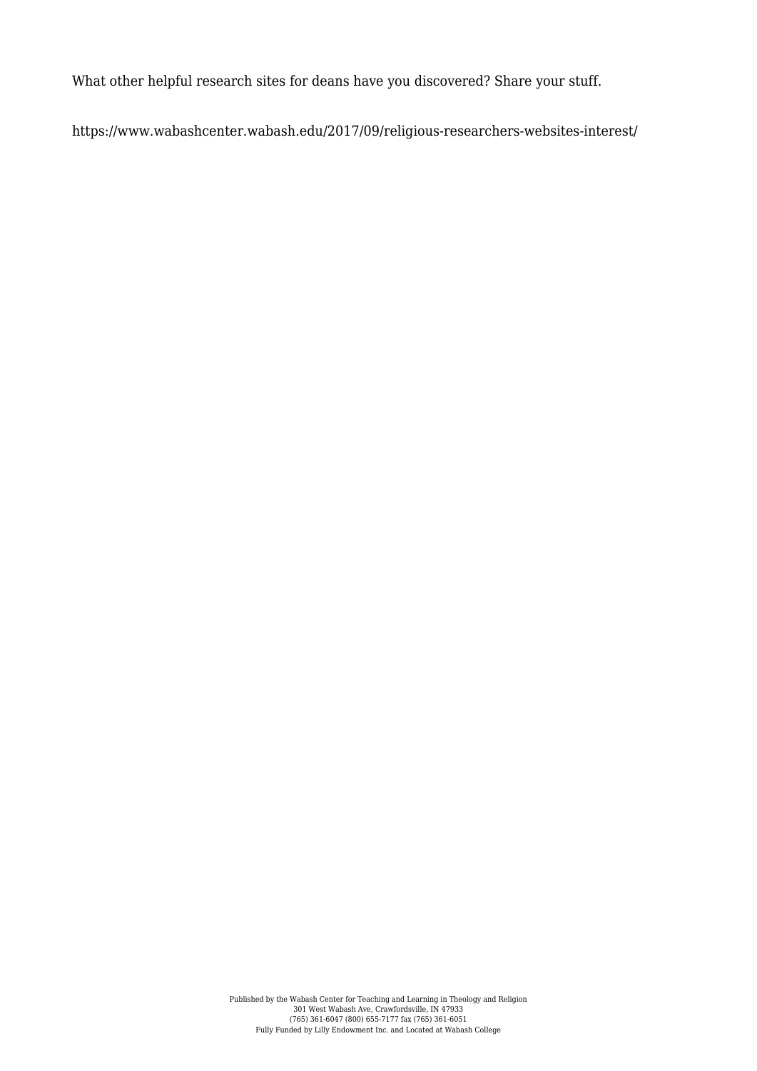What other helpful research sites for deans have you discovered? Share your stuff.

https://www.wabashcenter.wabash.edu/2017/09/religious-researchers-websites-interest/